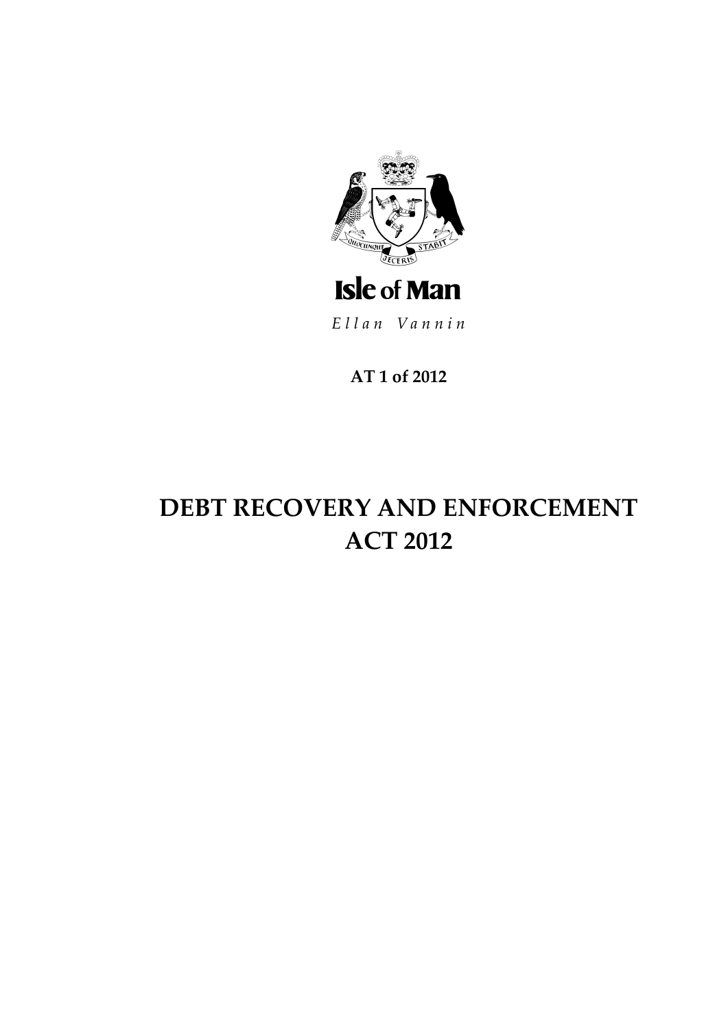Isle of Man

*Ellan Vannin*

**AT 1 of 2012**

# DEBT RECOVERY AND ENFORCEMENT ACT 2012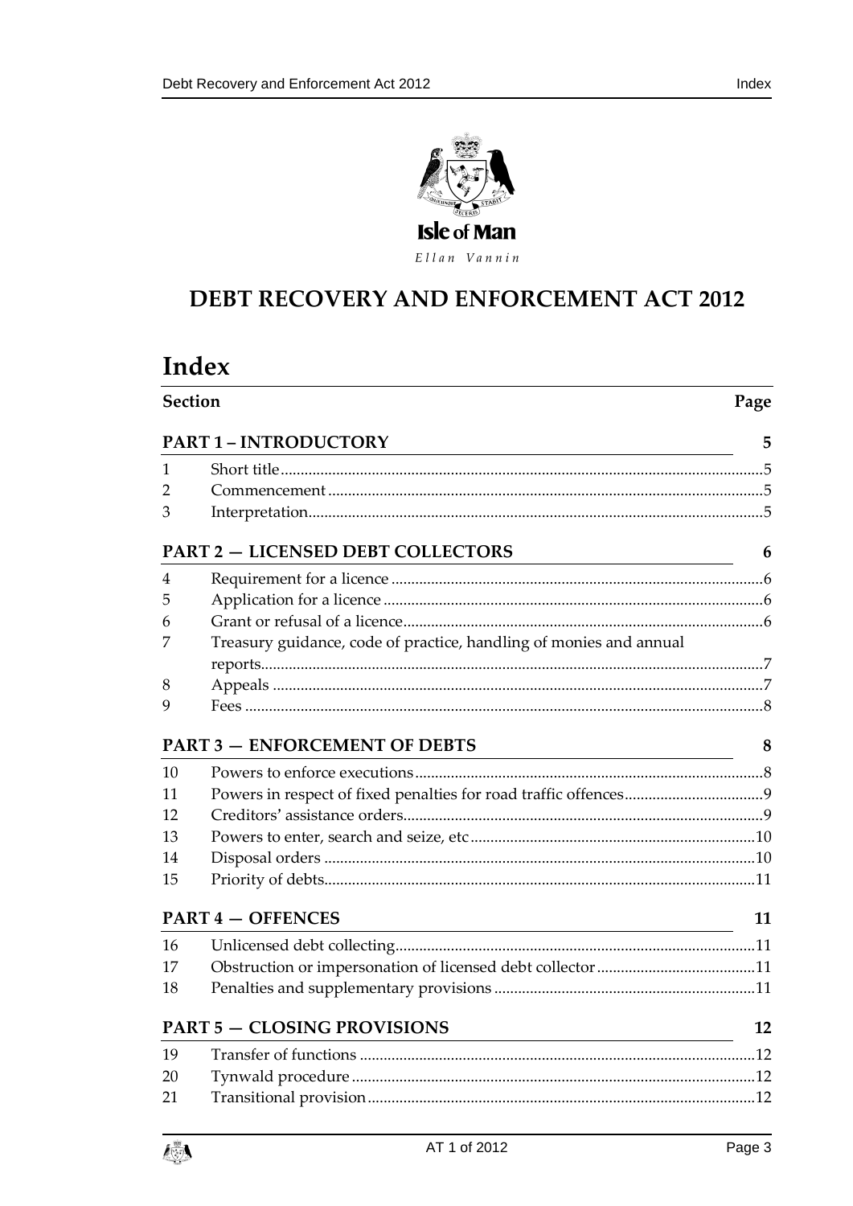Isle of Man

*Ellan Vannin*

# DEBT RECOVERY AND ENFORCEMENT ACT 2012

# Index

| Section | | Page |
|---|---|---|
| **PART 1 – INTRODUCTORY** | | **5** |
| 1 | Short title | 5 |
| 2 | Commencement | 5 |
| 3 | Interpretation | 5 |
| **PART 2 — LICENSED DEBT COLLECTORS** | | **6** |
| 4 | Requirement for a licence | 6 |
| 5 | Application for a licence | 6 |
| 6 | Grant or refusal of a licence | 6 |
| 7 | Treasury guidance, code of practice, handling of monies and annual reports | 7 |
| 8 | Appeals | 7 |
| 9 | Fees | 8 |
| **PART 3 — ENFORCEMENT OF DEBTS** | | **8** |
| 10 | Powers to enforce executions | 8 |
| 11 | Powers in respect of fixed penalties for road traffic offences | 9 |
| 12 | Creditors' assistance orders | 9 |
| 13 | Powers to enter, search and seize, etc | 10 |
| 14 | Disposal orders | 10 |
| 15 | Priority of debts | 11 |
| **PART 4 — OFFENCES** | | **11** |
| 16 | Unlicensed debt collecting | 11 |
| 17 | Obstruction or impersonation of licensed debt collector | 11 |
| 18 | Penalties and supplementary provisions | 11 |
| **PART 5 — CLOSING PROVISIONS** | | **12** |
| 19 | Transfer of functions | 12 |
| 20 | Tynwald procedure | 12 |
| 21 | Transitional provision | 12 |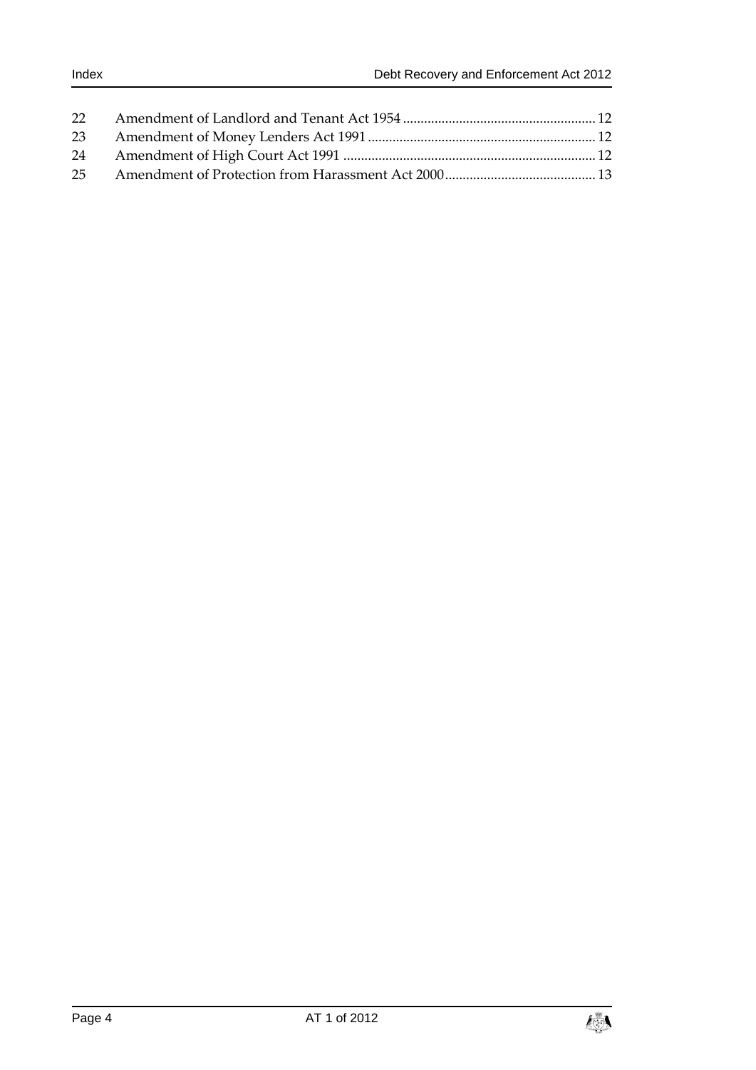| | | |
|---|---|---|
| 22 | Amendment of Landlord and Tenant Act 1954 | 12 |
| 23 | Amendment of Money Lenders Act 1991 | 12 |
| 24 | Amendment of High Court Act 1991 | 12 |
| 25 | Amendment of Protection from Harassment Act 2000 | 13 |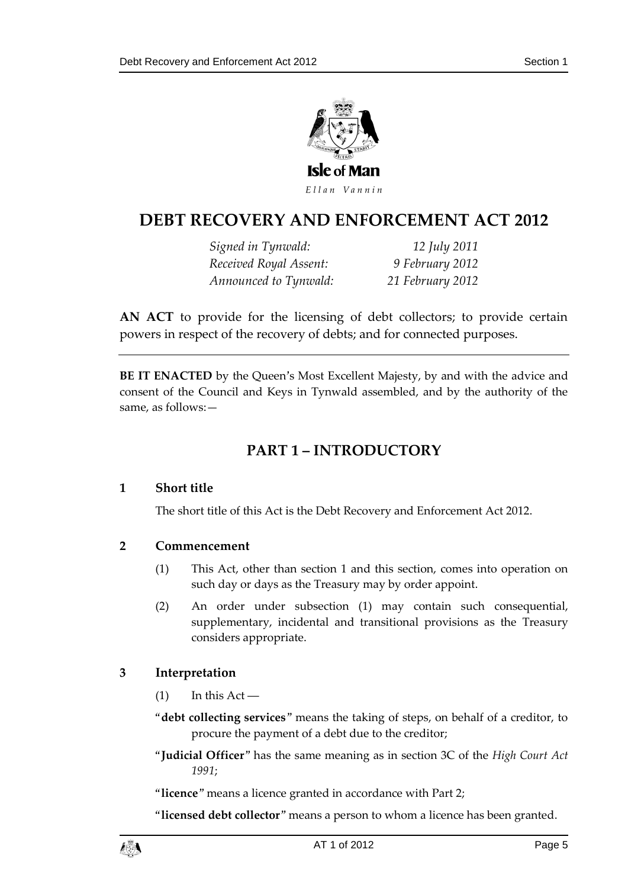Isle of Man

*Ellan Vannin*

# DEBT RECOVERY AND ENFORCEMENT ACT 2012

| | |
|---|---|
| *Signed in Tynwald:* | *12 July 2011* |
| *Received Royal Assent:* | *9 February 2012* |
| *Announced to Tynwald:* | *21 February 2012* |

**AN ACT** to provide for the licensing of debt collectors; to provide certain powers in respect of the recovery of debts; and for connected purposes.

---

**BE IT ENACTED** by the Queen's Most Excellent Majesty, by and with the advice and consent of the Council and Keys in Tynwald assembled, and by the authority of the same, as follows:—

## PART 1 – INTRODUCTORY

### 1 Short title

The short title of this Act is the Debt Recovery and Enforcement Act 2012.

### 2 Commencement

(1) This Act, other than section 1 and this section, comes into operation on such day or days as the Treasury may by order appoint.

(2) An order under subsection (1) may contain such consequential, supplementary, incidental and transitional provisions as the Treasury considers appropriate.

### 3 Interpretation

(1) In this Act —

"**debt collecting services**" means the taking of steps, on behalf of a creditor, to procure the payment of a debt due to the creditor;

"**Judicial Officer**" has the same meaning as in section 3C of the *High Court Act 1991*;

"**licence**" means a licence granted in accordance with Part 2;

"**licensed debt collector**" means a person to whom a licence has been granted.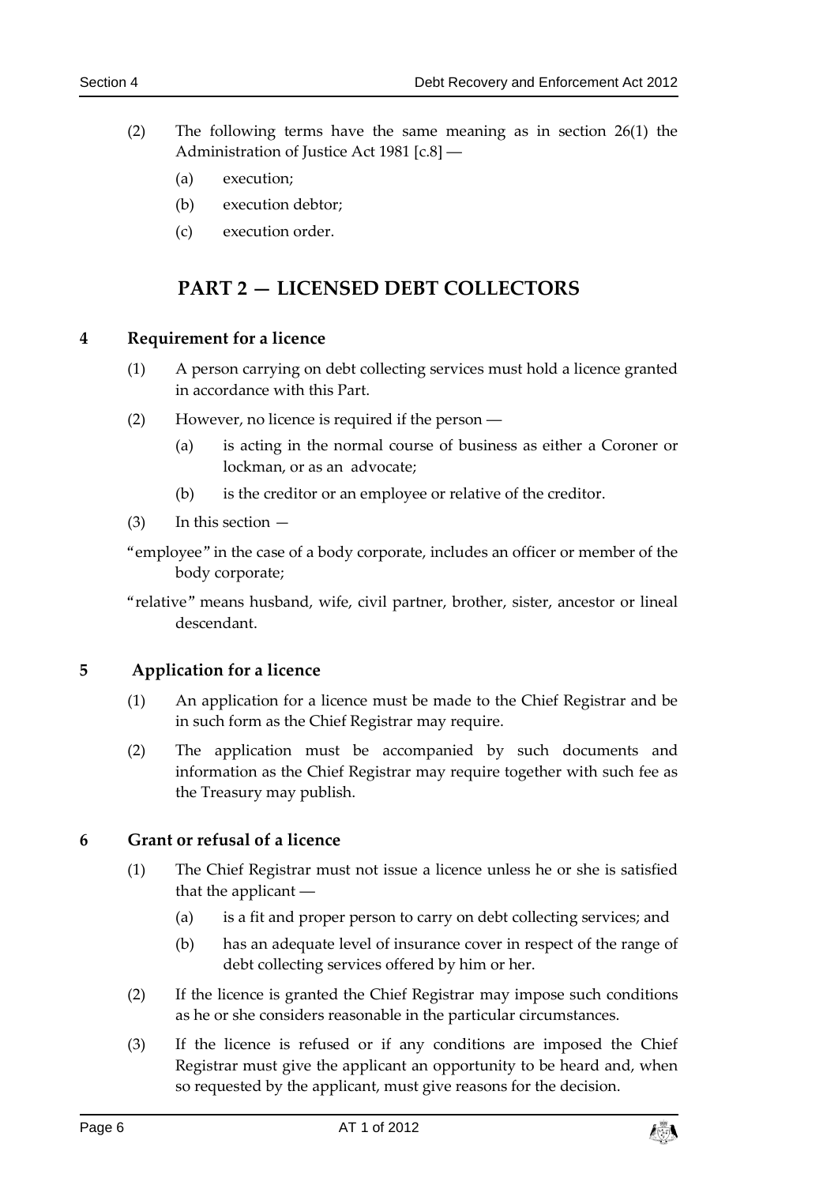(2) The following terms have the same meaning as in section 26(1) the Administration of Justice Act 1981 [c.8] —

(a) execution;

(b) execution debtor;

(c) execution order.

# PART 2 — LICENSED DEBT COLLECTORS

## 4 Requirement for a licence

(1) A person carrying on debt collecting services must hold a licence granted in accordance with this Part.

(2) However, no licence is required if the person —

(a) is acting in the normal course of business as either a Coroner or lockman, or as an advocate;

(b) is the creditor or an employee or relative of the creditor.

(3) In this section —

"employee" in the case of a body corporate, includes an officer or member of the body corporate;

"relative" means husband, wife, civil partner, brother, sister, ancestor or lineal descendant.

## 5 Application for a licence

(1) An application for a licence must be made to the Chief Registrar and be in such form as the Chief Registrar may require.

(2) The application must be accompanied by such documents and information as the Chief Registrar may require together with such fee as the Treasury may publish.

## 6 Grant or refusal of a licence

(1) The Chief Registrar must not issue a licence unless he or she is satisfied that the applicant —

(a) is a fit and proper person to carry on debt collecting services; and

(b) has an adequate level of insurance cover in respect of the range of debt collecting services offered by him or her.

(2) If the licence is granted the Chief Registrar may impose such conditions as he or she considers reasonable in the particular circumstances.

(3) If the licence is refused or if any conditions are imposed the Chief Registrar must give the applicant an opportunity to be heard and, when so requested by the applicant, must give reasons for the decision.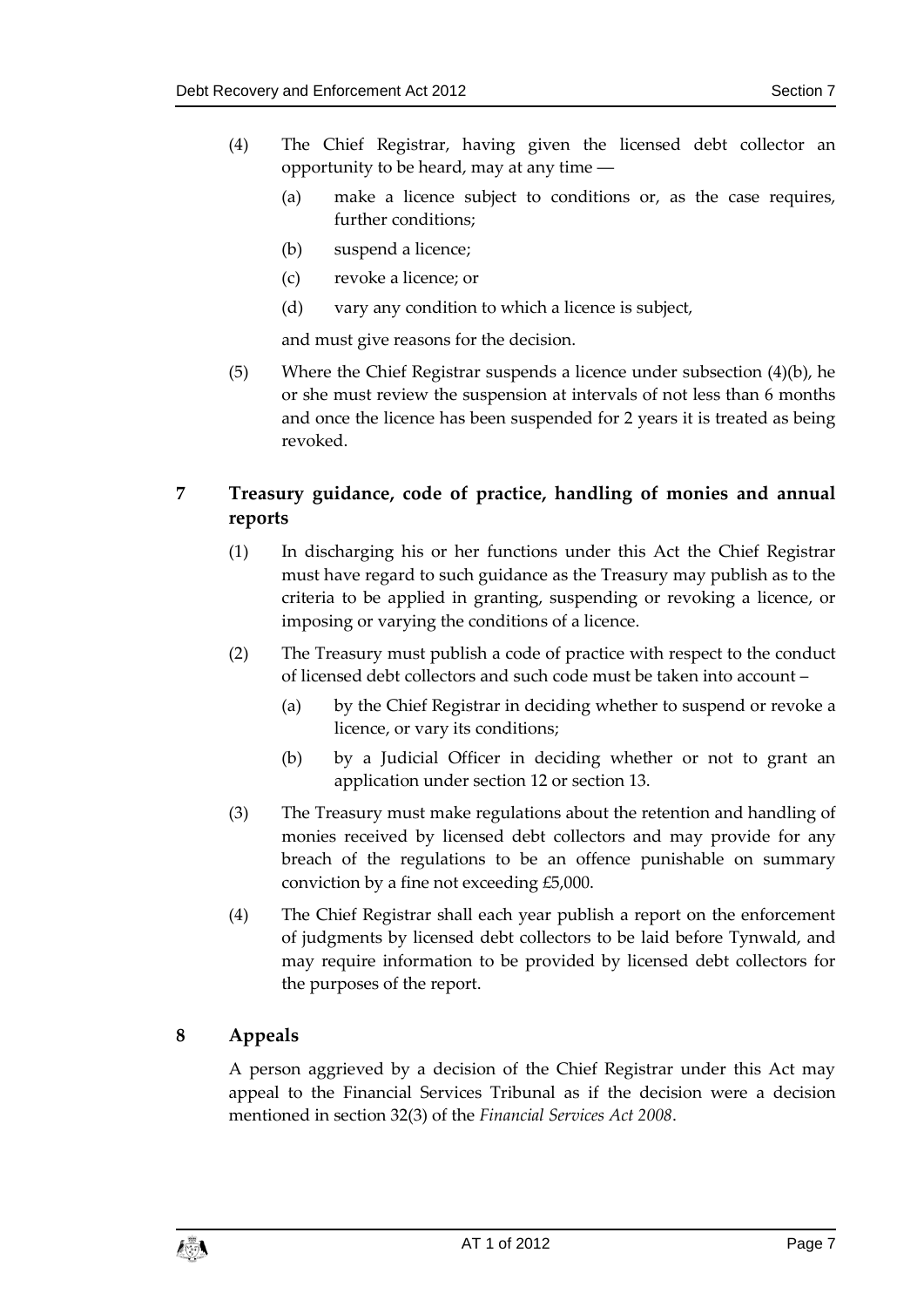(4) The Chief Registrar, having given the licensed debt collector an opportunity to be heard, may at any time —

(a) make a licence subject to conditions or, as the case requires, further conditions;

(b) suspend a licence;

(c) revoke a licence; or

(d) vary any condition to which a licence is subject,

and must give reasons for the decision.

(5) Where the Chief Registrar suspends a licence under subsection (4)(b), he or she must review the suspension at intervals of not less than 6 months and once the licence has been suspended for 2 years it is treated as being revoked.

## 7 Treasury guidance, code of practice, handling of monies and annual reports

(1) In discharging his or her functions under this Act the Chief Registrar must have regard to such guidance as the Treasury may publish as to the criteria to be applied in granting, suspending or revoking a licence, or imposing or varying the conditions of a licence.

(2) The Treasury must publish a code of practice with respect to the conduct of licensed debt collectors and such code must be taken into account –

(a) by the Chief Registrar in deciding whether to suspend or revoke a licence, or vary its conditions;

(b) by a Judicial Officer in deciding whether or not to grant an application under section 12 or section 13.

(3) The Treasury must make regulations about the retention and handling of monies received by licensed debt collectors and may provide for any breach of the regulations to be an offence punishable on summary conviction by a fine not exceeding £5,000.

(4) The Chief Registrar shall each year publish a report on the enforcement of judgments by licensed debt collectors to be laid before Tynwald, and may require information to be provided by licensed debt collectors for the purposes of the report.

## 8 Appeals

A person aggrieved by a decision of the Chief Registrar under this Act may appeal to the Financial Services Tribunal as if the decision were a decision mentioned in section 32(3) of the *Financial Services Act 2008*.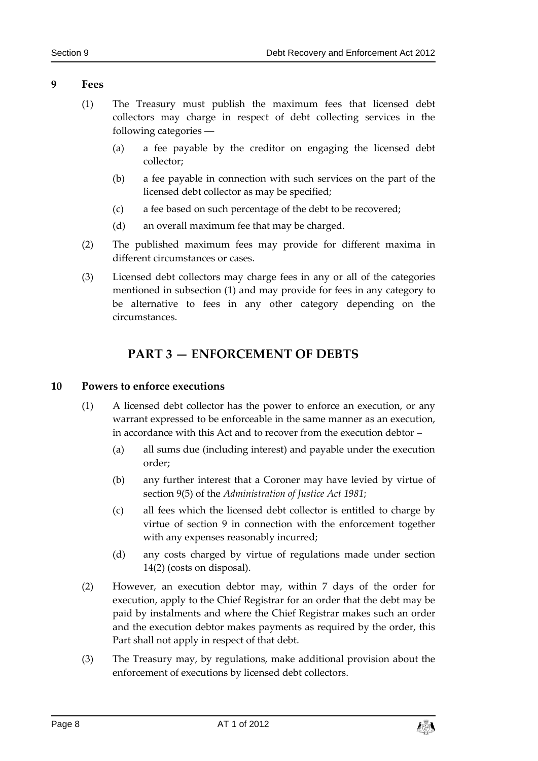## 9 Fees

(1) The Treasury must publish the maximum fees that licensed debt collectors may charge in respect of debt collecting services in the following categories —

(a) a fee payable by the creditor on engaging the licensed debt collector;

(b) a fee payable in connection with such services on the part of the licensed debt collector as may be specified;

(c) a fee based on such percentage of the debt to be recovered;

(d) an overall maximum fee that may be charged.

(2) The published maximum fees may provide for different maxima in different circumstances or cases.

(3) Licensed debt collectors may charge fees in any or all of the categories mentioned in subsection (1) and may provide for fees in any category to be alternative to fees in any other category depending on the circumstances.

# PART 3 — ENFORCEMENT OF DEBTS

## 10 Powers to enforce executions

(1) A licensed debt collector has the power to enforce an execution, or any warrant expressed to be enforceable in the same manner as an execution, in accordance with this Act and to recover from the execution debtor –

(a) all sums due (including interest) and payable under the execution order;

(b) any further interest that a Coroner may have levied by virtue of section 9(5) of the *Administration of Justice Act 1981*;

(c) all fees which the licensed debt collector is entitled to charge by virtue of section 9 in connection with the enforcement together with any expenses reasonably incurred;

(d) any costs charged by virtue of regulations made under section 14(2) (costs on disposal).

(2) However, an execution debtor may, within 7 days of the order for execution, apply to the Chief Registrar for an order that the debt may be paid by instalments and where the Chief Registrar makes such an order and the execution debtor makes payments as required by the order, this Part shall not apply in respect of that debt.

(3) The Treasury may, by regulations, make additional provision about the enforcement of executions by licensed debt collectors.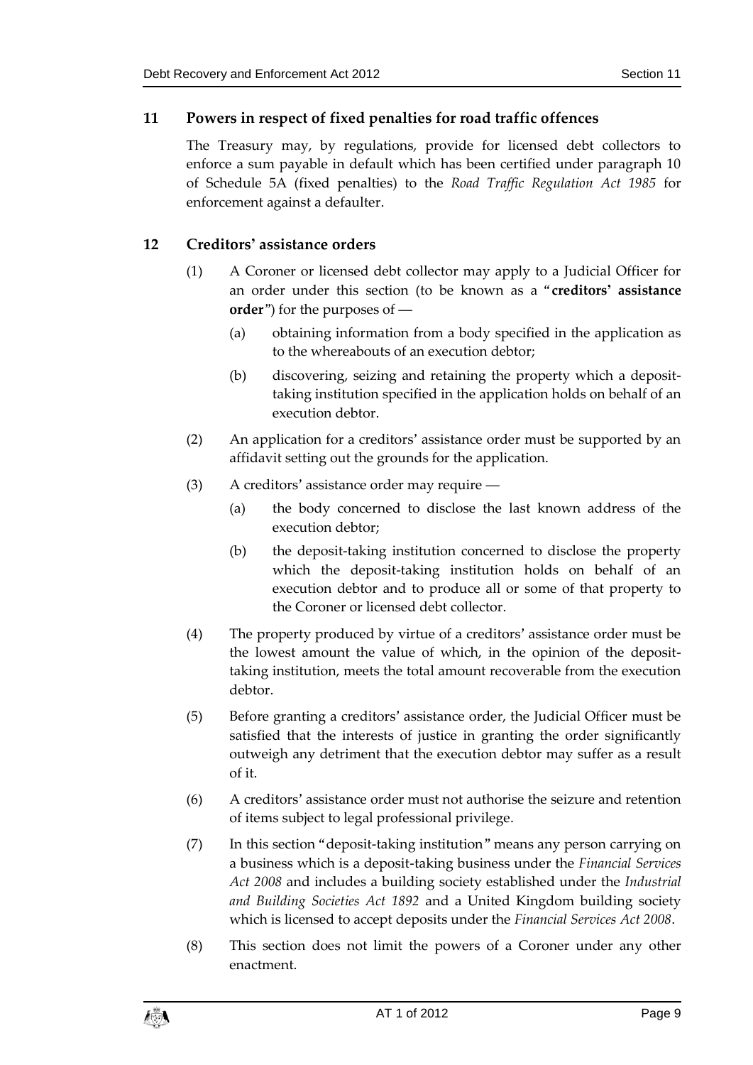## 11 Powers in respect of fixed penalties for road traffic offences

The Treasury may, by regulations, provide for licensed debt collectors to enforce a sum payable in default which has been certified under paragraph 10 of Schedule 5A (fixed penalties) to the *Road Traffic Regulation Act 1985* for enforcement against a defaulter.

## 12 Creditors' assistance orders

(1) A Coroner or licensed debt collector may apply to a Judicial Officer for an order under this section (to be known as a "**creditors' assistance order**") for the purposes of —

(a) obtaining information from a body specified in the application as to the whereabouts of an execution debtor;

(b) discovering, seizing and retaining the property which a deposit-taking institution specified in the application holds on behalf of an execution debtor.

(2) An application for a creditors' assistance order must be supported by an affidavit setting out the grounds for the application.

(3) A creditors' assistance order may require —

(a) the body concerned to disclose the last known address of the execution debtor;

(b) the deposit-taking institution concerned to disclose the property which the deposit-taking institution holds on behalf of an execution debtor and to produce all or some of that property to the Coroner or licensed debt collector.

(4) The property produced by virtue of a creditors' assistance order must be the lowest amount the value of which, in the opinion of the deposit-taking institution, meets the total amount recoverable from the execution debtor.

(5) Before granting a creditors' assistance order, the Judicial Officer must be satisfied that the interests of justice in granting the order significantly outweigh any detriment that the execution debtor may suffer as a result of it.

(6) A creditors' assistance order must not authorise the seizure and retention of items subject to legal professional privilege.

(7) In this section "deposit-taking institution" means any person carrying on a business which is a deposit-taking business under the *Financial Services Act 2008* and includes a building society established under the *Industrial and Building Societies Act 1892* and a United Kingdom building society which is licensed to accept deposits under the *Financial Services Act 2008*.

(8) This section does not limit the powers of a Coroner under any other enactment.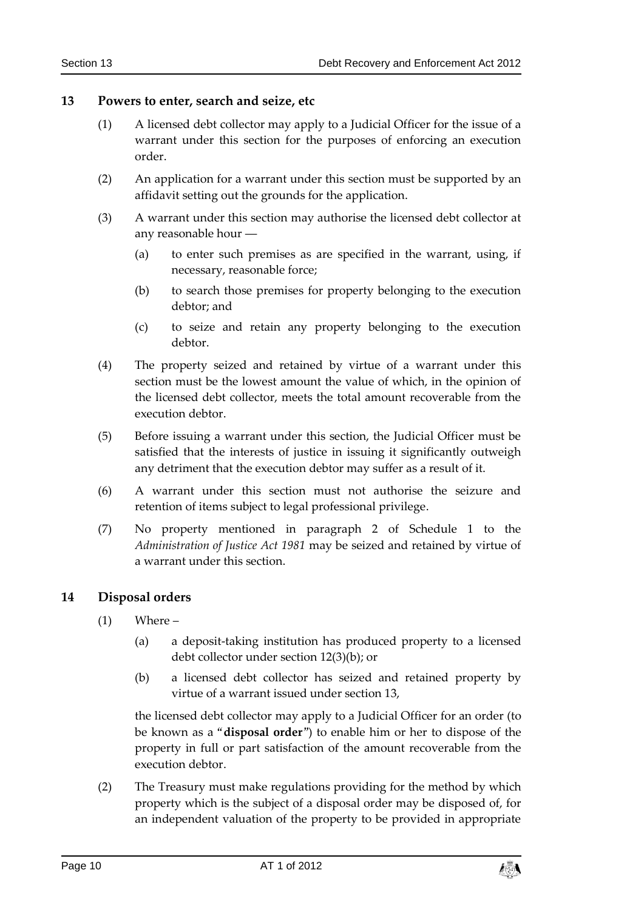## 13 Powers to enter, search and seize, etc

(1) A licensed debt collector may apply to a Judicial Officer for the issue of a warrant under this section for the purposes of enforcing an execution order.

(2) An application for a warrant under this section must be supported by an affidavit setting out the grounds for the application.

(3) A warrant under this section may authorise the licensed debt collector at any reasonable hour —

(a) to enter such premises as are specified in the warrant, using, if necessary, reasonable force;

(b) to search those premises for property belonging to the execution debtor; and

(c) to seize and retain any property belonging to the execution debtor.

(4) The property seized and retained by virtue of a warrant under this section must be the lowest amount the value of which, in the opinion of the licensed debt collector, meets the total amount recoverable from the execution debtor.

(5) Before issuing a warrant under this section, the Judicial Officer must be satisfied that the interests of justice in issuing it significantly outweigh any detriment that the execution debtor may suffer as a result of it.

(6) A warrant under this section must not authorise the seizure and retention of items subject to legal professional privilege.

(7) No property mentioned in paragraph 2 of Schedule 1 to the *Administration of Justice Act 1981* may be seized and retained by virtue of a warrant under this section.

## 14 Disposal orders

(1) Where –

(a) a deposit-taking institution has produced property to a licensed debt collector under section 12(3)(b); or

(b) a licensed debt collector has seized and retained property by virtue of a warrant issued under section 13,

the licensed debt collector may apply to a Judicial Officer for an order (to be known as a "**disposal order**") to enable him or her to dispose of the property in full or part satisfaction of the amount recoverable from the execution debtor.

(2) The Treasury must make regulations providing for the method by which property which is the subject of a disposal order may be disposed of, for an independent valuation of the property to be provided in appropriate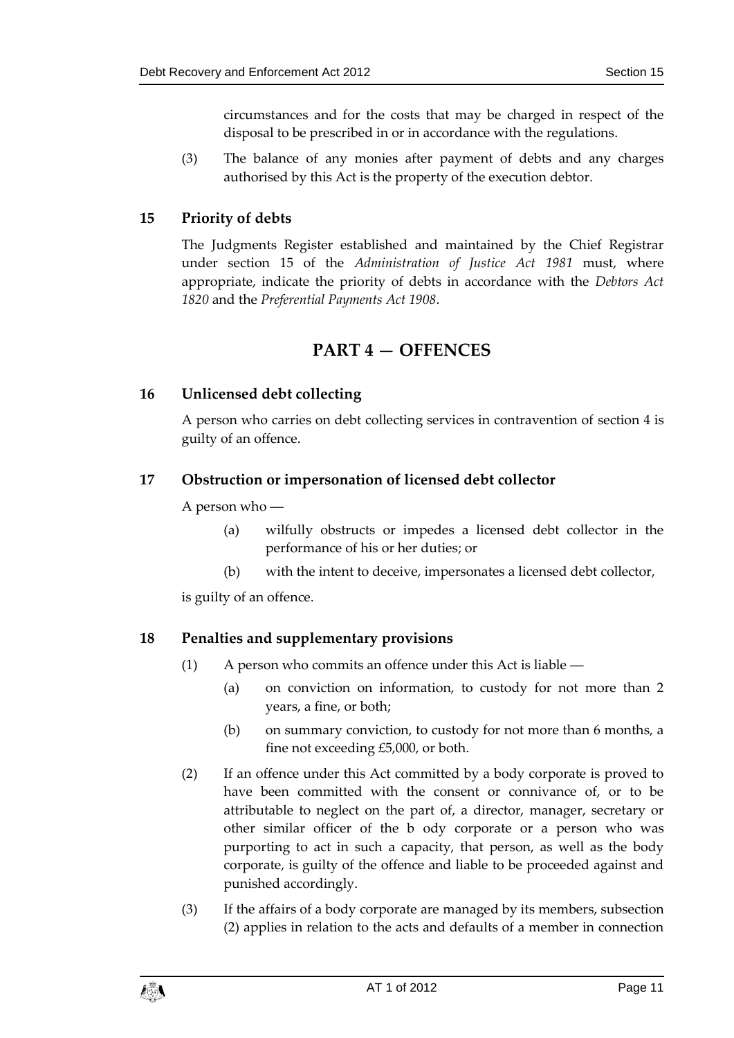circumstances and for the costs that may be charged in respect of the disposal to be prescribed in or in accordance with the regulations.

(3) The balance of any monies after payment of debts and any charges authorised by this Act is the property of the execution debtor.

### 15 Priority of debts

The Judgments Register established and maintained by the Chief Registrar under section 15 of the *Administration of Justice Act 1981* must, where appropriate, indicate the priority of debts in accordance with the *Debtors Act 1820* and the *Preferential Payments Act 1908*.

## PART 4 — OFFENCES

### 16 Unlicensed debt collecting

A person who carries on debt collecting services in contravention of section 4 is guilty of an offence.

### 17 Obstruction or impersonation of licensed debt collector

A person who —

(a) wilfully obstructs or impedes a licensed debt collector in the performance of his or her duties; or

(b) with the intent to deceive, impersonates a licensed debt collector,

is guilty of an offence.

### 18 Penalties and supplementary provisions

(1) A person who commits an offence under this Act is liable —

(a) on conviction on information, to custody for not more than 2 years, a fine, or both;

(b) on summary conviction, to custody for not more than 6 months, a fine not exceeding £5,000, or both.

(2) If an offence under this Act committed by a body corporate is proved to have been committed with the consent or connivance of, or to be attributable to neglect on the part of, a director, manager, secretary or other similar officer of the b ody corporate or a person who was purporting to act in such a capacity, that person, as well as the body corporate, is guilty of the offence and liable to be proceeded against and punished accordingly.

(3) If the affairs of a body corporate are managed by its members, subsection (2) applies in relation to the acts and defaults of a member in connection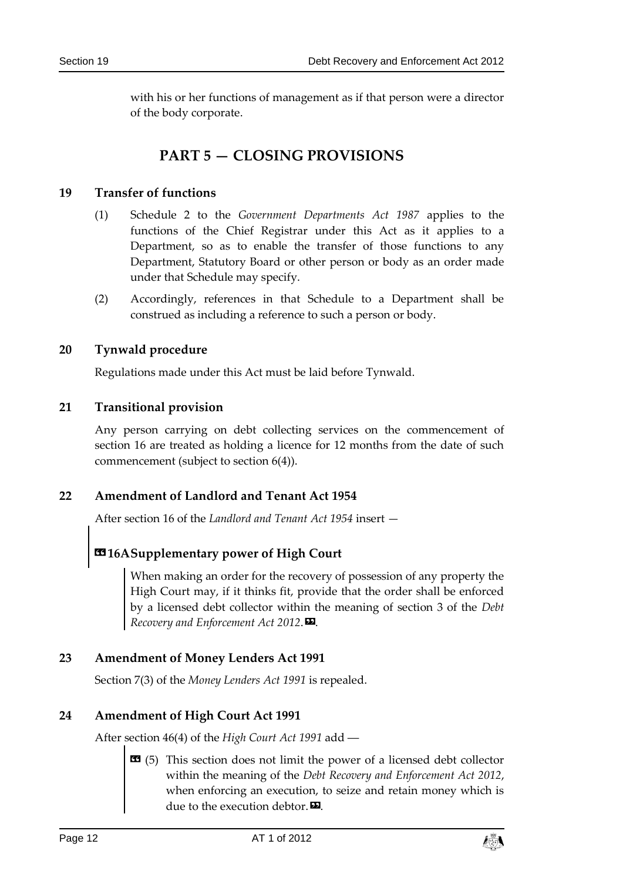with his or her functions of management as if that person were a director of the body corporate.

# PART 5 — CLOSING PROVISIONS

## 19 Transfer of functions

(1) Schedule 2 to the *Government Departments Act 1987* applies to the functions of the Chief Registrar under this Act as it applies to a Department, so as to enable the transfer of those functions to any Department, Statutory Board or other person or body as an order made under that Schedule may specify.

(2) Accordingly, references in that Schedule to a Department shall be construed as including a reference to such a person or body.

## 20 Tynwald procedure

Regulations made under this Act must be laid before Tynwald.

## 21 Transitional provision

Any person carrying on debt collecting services on the commencement of section 16 are treated as holding a licence for 12 months from the date of such commencement (subject to section 6(4)).

## 22 Amendment of Landlord and Tenant Act 1954

After section 16 of the *Landlord and Tenant Act 1954* insert —

> **«16A Supplementary power of High Court**
>
> When making an order for the recovery of possession of any property the High Court may, if it thinks fit, provide that the order shall be enforced by a licensed debt collector within the meaning of section 3 of the *Debt Recovery and Enforcement Act 2012*.».

## 23 Amendment of Money Lenders Act 1991

Section 7(3) of the *Money Lenders Act 1991* is repealed.

## 24 Amendment of High Court Act 1991

After section 46(4) of the *High Court Act 1991* add —

> « (5) This section does not limit the power of a licensed debt collector within the meaning of the *Debt Recovery and Enforcement Act 2012*, when enforcing an execution, to seize and retain money which is due to the execution debtor.».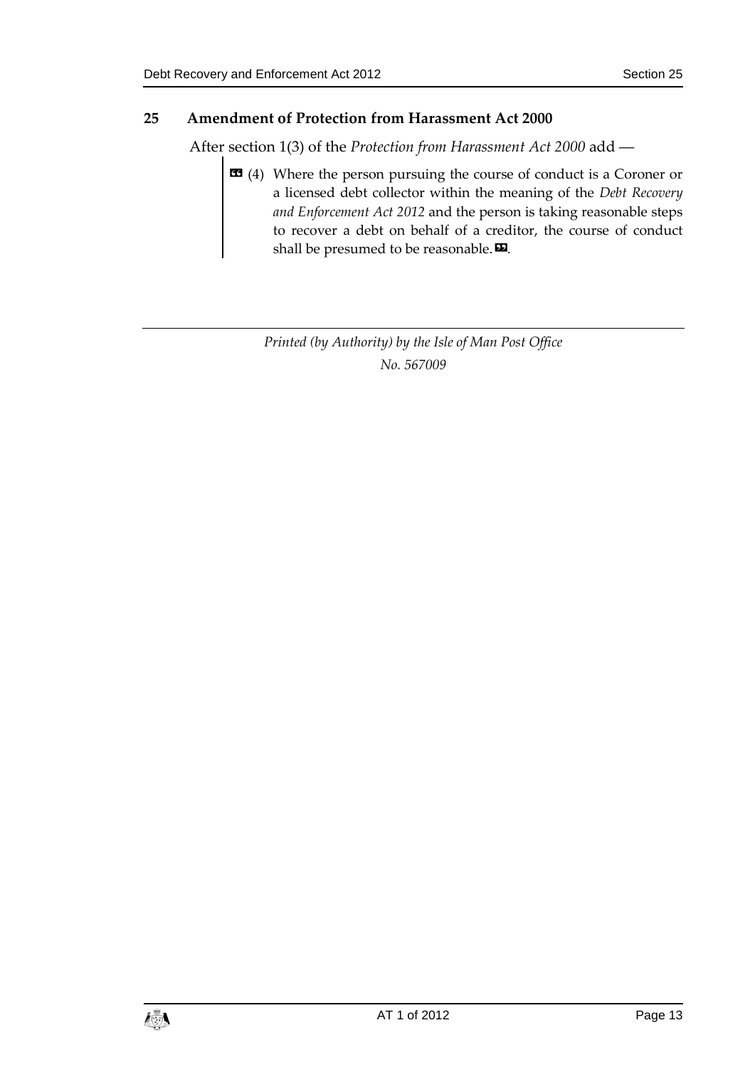## 25 Amendment of Protection from Harassment Act 2000

After section 1(3) of the *Protection from Harassment Act 2000* add —

> « (4) Where the person pursuing the course of conduct is a Coroner or a licensed debt collector within the meaning of the *Debt Recovery and Enforcement Act 2012* and the person is taking reasonable steps to recover a debt on behalf of a creditor, the course of conduct shall be presumed to be reasonable. ».

*Printed (by Authority) by the Isle of Man Post Office*

*No. 567009*